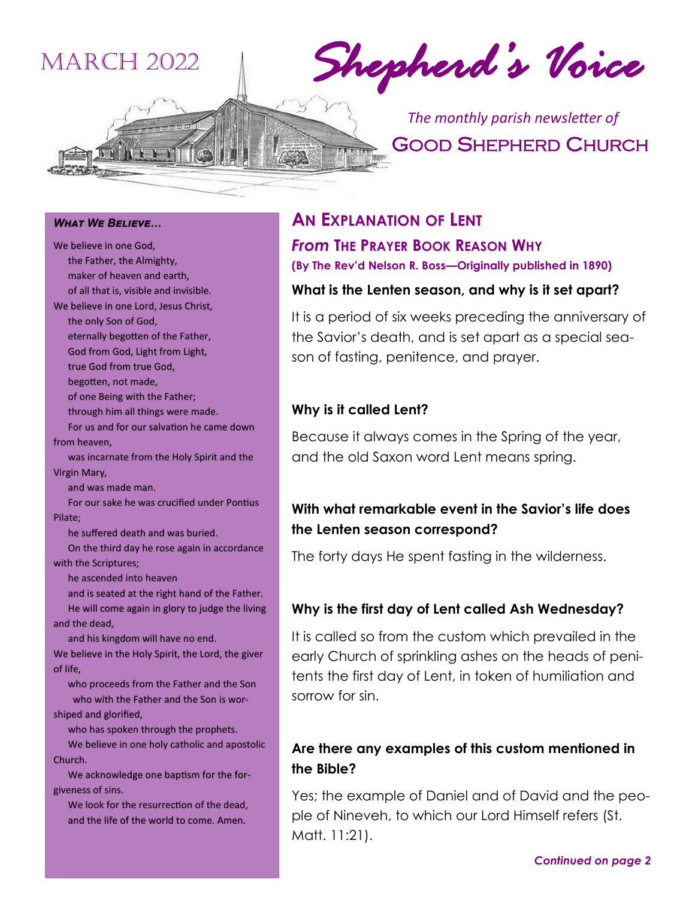# Shepherd's Voice

MARCH 2022

*The monthly parish newsletter of*

**GOOD SHEPHERD CHURCH**

***WHAT WE BELIEVE…***

We believe in one God,
the Father, the Almighty,
maker of heaven and earth,
of all that is, visible and invisible.
We believe in one Lord, Jesus Christ,
the only Son of God,
eternally begotten of the Father,
God from God, Light from Light,
true God from true God,
begotten, not made,
of one Being with the Father;
through him all things were made.
For us and for our salvation he came down from heaven,
was incarnate from the Holy Spirit and the Virgin Mary,
and was made man.
For our sake he was crucified under Pontius Pilate;
he suffered death and was buried.
On the third day he rose again in accordance with the Scriptures;
he ascended into heaven
and is seated at the right hand of the Father.
He will come again in glory to judge the living and the dead,
and his kingdom will have no end.
We believe in the Holy Spirit, the Lord, the giver of life,
who proceeds from the Father and the Son
who with the Father and the Son is worshiped and glorified,
who has spoken through the prophets.
We believe in one holy catholic and apostolic Church.
We acknowledge one baptism for the forgiveness of sins.
We look for the resurrection of the dead,
and the life of the world to come. Amen.

## AN EXPLANATION OF LENT

### *From* THE PRAYER BOOK REASON WHY

**(By The Rev'd Nelson R. Boss—Originally published in 1890)**

**What is the Lenten season, and why is it set apart?**

It is a period of six weeks preceding the anniversary of the Savior's death, and is set apart as a special season of fasting, penitence, and prayer.

**Why is it called Lent?**

Because it always comes in the Spring of the year, and the old Saxon word Lent means spring.

**With what remarkable event in the Savior's life does the Lenten season correspond?**

The forty days He spent fasting in the wilderness.

**Why is the first day of Lent called Ash Wednesday?**

It is called so from the custom which prevailed in the early Church of sprinkling ashes on the heads of penitents the first day of Lent, in token of humiliation and sorrow for sin.

**Are there any examples of this custom mentioned in the Bible?**

Yes; the example of Daniel and of David and the people of Nineveh, to which our Lord Himself refers (St. Matt. 11:21).

***Continued on page 2***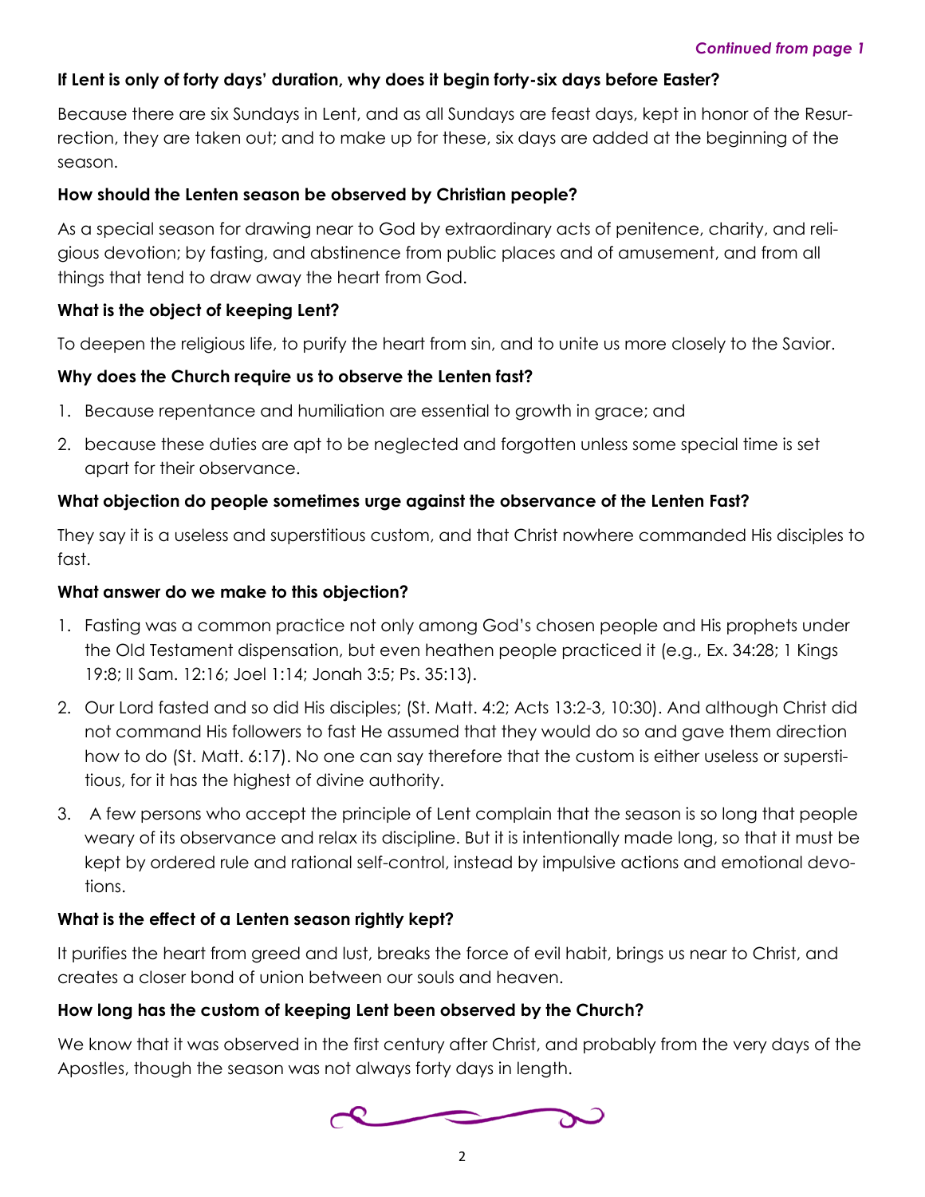*Continued from page 1*

**If Lent is only of forty days' duration, why does it begin forty-six days before Easter?**

Because there are six Sundays in Lent, and as all Sundays are feast days, kept in honor of the Resurrection, they are taken out; and to make up for these, six days are added at the beginning of the season.

**How should the Lenten season be observed by Christian people?**

As a special season for drawing near to God by extraordinary acts of penitence, charity, and religious devotion; by fasting, and abstinence from public places and of amusement, and from all things that tend to draw away the heart from God.

**What is the object of keeping Lent?**

To deepen the religious life, to purify the heart from sin, and to unite us more closely to the Savior.

**Why does the Church require us to observe the Lenten fast?**

1. Because repentance and humiliation are essential to growth in grace; and
2. because these duties are apt to be neglected and forgotten unless some special time is set apart for their observance.

**What objection do people sometimes urge against the observance of the Lenten Fast?**

They say it is a useless and superstitious custom, and that Christ nowhere commanded His disciples to fast.

**What answer do we make to this objection?**

1. Fasting was a common practice not only among God's chosen people and His prophets under the Old Testament dispensation, but even heathen people practiced it (e.g., Ex. 34:28; 1 Kings 19:8; II Sam. 12:16; Joel 1:14; Jonah 3:5; Ps. 35:13).
2. Our Lord fasted and so did His disciples; (St. Matt. 4:2; Acts 13:2-3, 10:30). And although Christ did not command His followers to fast He assumed that they would do so and gave them direction how to do (St. Matt. 6:17). No one can say therefore that the custom is either useless or superstitious, for it has the highest of divine authority.
3. A few persons who accept the principle of Lent complain that the season is so long that people weary of its observance and relax its discipline. But it is intentionally made long, so that it must be kept by ordered rule and rational self-control, instead by impulsive actions and emotional devotions.

**What is the effect of a Lenten season rightly kept?**

It purifies the heart from greed and lust, breaks the force of evil habit, brings us near to Christ, and creates a closer bond of union between our souls and heaven.

**How long has the custom of keeping Lent been observed by the Church?**

We know that it was observed in the first century after Christ, and probably from the very days of the Apostles, though the season was not always forty days in length.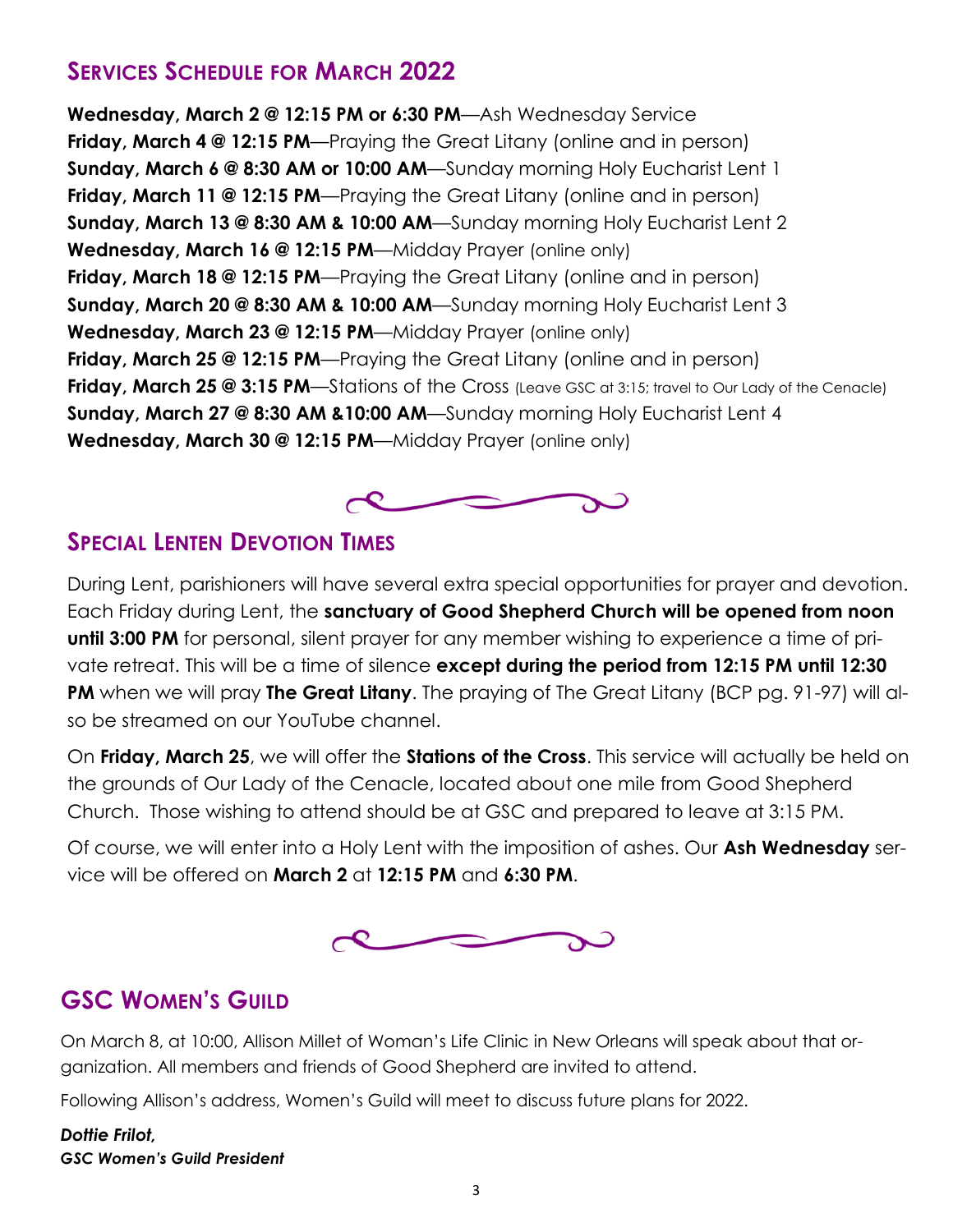## SERVICES SCHEDULE FOR MARCH 2022

**Wednesday, March 2 @ 12:15 PM or 6:30 PM**—Ash Wednesday Service
**Friday, March 4 @ 12:15 PM**—Praying the Great Litany (online and in person)
**Sunday, March 6 @ 8:30 AM or 10:00 AM**—Sunday morning Holy Eucharist Lent 1
**Friday, March 11 @ 12:15 PM**—Praying the Great Litany (online and in person)
**Sunday, March 13 @ 8:30 AM & 10:00 AM**—Sunday morning Holy Eucharist Lent 2
**Wednesday, March 16 @ 12:15 PM**—Midday Prayer (online only)
**Friday, March 18 @ 12:15 PM**—Praying the Great Litany (online and in person)
**Sunday, March 20 @ 8:30 AM & 10:00 AM**—Sunday morning Holy Eucharist Lent 3
**Wednesday, March 23 @ 12:15 PM**—Midday Prayer (online only)
**Friday, March 25 @ 12:15 PM**—Praying the Great Litany (online and in person)
**Friday, March 25 @ 3:15 PM**—Stations of the Cross (Leave GSC at 3:15; travel to Our Lady of the Cenacle)
**Sunday, March 27 @ 8:30 AM &10:00 AM**—Sunday morning Holy Eucharist Lent 4
**Wednesday, March 30 @ 12:15 PM**—Midday Prayer (online only)

## SPECIAL LENTEN DEVOTION TIMES

During Lent, parishioners will have several extra special opportunities for prayer and devotion. Each Friday during Lent, the **sanctuary of Good Shepherd Church will be opened from noon until 3:00 PM** for personal, silent prayer for any member wishing to experience a time of private retreat. This will be a time of silence **except during the period from 12:15 PM until 12:30 PM** when we will pray **The Great Litany**. The praying of The Great Litany (BCP pg. 91-97) will also be streamed on our YouTube channel.

On **Friday, March 25**, we will offer the **Stations of the Cross**. This service will actually be held on the grounds of Our Lady of the Cenacle, located about one mile from Good Shepherd Church. Those wishing to attend should be at GSC and prepared to leave at 3:15 PM.

Of course, we will enter into a Holy Lent with the imposition of ashes. Our **Ash Wednesday** service will be offered on **March 2** at **12:15 PM** and **6:30 PM**.

## GSC WOMEN'S GUILD

On March 8, at 10:00, Allison Millet of Woman's Life Clinic in New Orleans will speak about that organization. All members and friends of Good Shepherd are invited to attend.

Following Allison's address, Women's Guild will meet to discuss future plans for 2022.

***Dottie Frilot,***
***GSC Women's Guild President***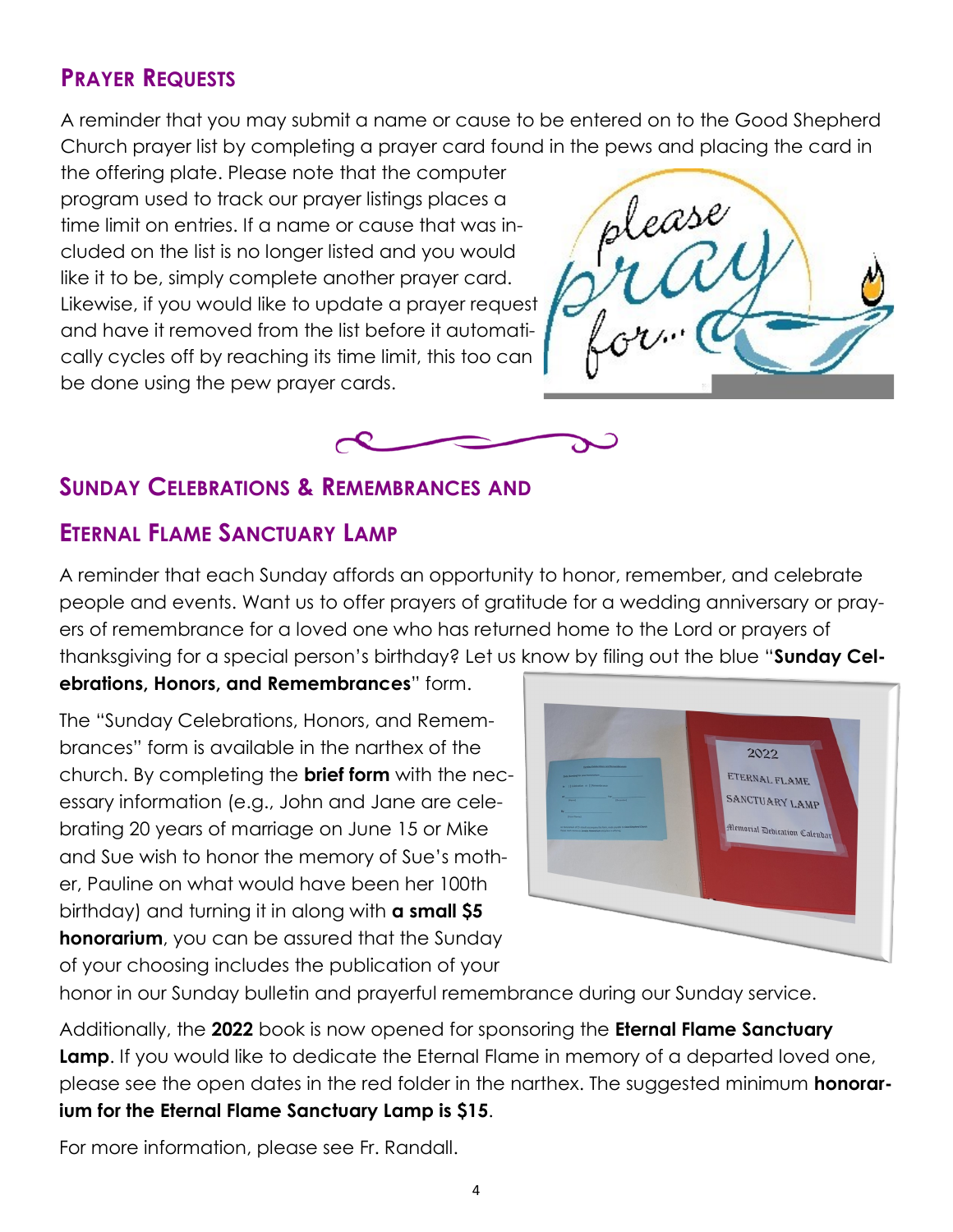## Prayer Requests

A reminder that you may submit a name or cause to be entered on to the Good Shepherd Church prayer list by completing a prayer card found in the pews and placing the card in the offering plate. Please note that the computer program used to track our prayer listings places a time limit on entries. If a name or cause that was included on the list is no longer listed and you would like it to be, simply complete another prayer card. Likewise, if you would like to update a prayer request and have it removed from the list before it automatically cycles off by reaching its time limit, this too can be done using the pew prayer cards.

## Sunday Celebrations & Remembrances and Eternal Flame Sanctuary Lamp

A reminder that each Sunday affords an opportunity to honor, remember, and celebrate people and events. Want us to offer prayers of gratitude for a wedding anniversary or prayers of remembrance for a loved one who has returned home to the Lord or prayers of thanksgiving for a special person's birthday? Let us know by filing out the blue "**Sunday Celebrations, Honors, and Remembrances**" form.

The "Sunday Celebrations, Honors, and Remembrances" form is available in the narthex of the church. By completing the **brief form** with the necessary information (e.g., John and Jane are celebrating 20 years of marriage on June 15 or Mike and Sue wish to honor the memory of Sue's mother, Pauline on what would have been her 100th birthday) and turning it in along with **a small $5 honorarium**, you can be assured that the Sunday of your choosing includes the publication of your honor in our Sunday bulletin and prayerful remembrance during our Sunday service.

Additionally, the **2022** book is now opened for sponsoring the **Eternal Flame Sanctuary Lamp**. If you would like to dedicate the Eternal Flame in memory of a departed loved one, please see the open dates in the red folder in the narthex. The suggested minimum **honorarium for the Eternal Flame Sanctuary Lamp is $15**.

For more information, please see Fr. Randall.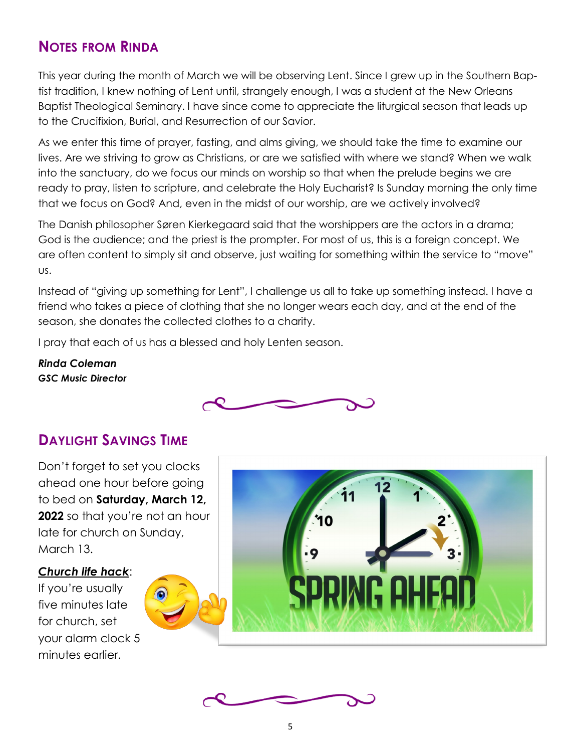## Notes from Rinda

This year during the month of March we will be observing Lent. Since I grew up in the Southern Baptist tradition, I knew nothing of Lent until, strangely enough, I was a student at the New Orleans Baptist Theological Seminary. I have since come to appreciate the liturgical season that leads up to the Crucifixion, Burial, and Resurrection of our Savior.

As we enter this time of prayer, fasting, and alms giving, we should take the time to examine our lives. Are we striving to grow as Christians, or are we satisfied with where we stand? When we walk into the sanctuary, do we focus our minds on worship so that when the prelude begins we are ready to pray, listen to scripture, and celebrate the Holy Eucharist? Is Sunday morning the only time that we focus on God? And, even in the midst of our worship, are we actively involved?

The Danish philosopher Søren Kierkegaard said that the worshippers are the actors in a drama; God is the audience; and the priest is the prompter. For most of us, this is a foreign concept. We are often content to simply sit and observe, just waiting for something within the service to "move" us.

Instead of "giving up something for Lent", I challenge us all to take up something instead. I have a friend who takes a piece of clothing that she no longer wears each day, and at the end of the season, she donates the collected clothes to a charity.

I pray that each of us has a blessed and holy Lenten season.

***Rinda Coleman***
***GSC Music Director***

## Daylight Savings Time

Don't forget to set you clocks ahead one hour before going to bed on **Saturday, March 12, 2022** so that you're not an hour late for church on Sunday, March 13.

***Church life hack***:
If you're usually five minutes late for church, set your alarm clock 5 minutes earlier.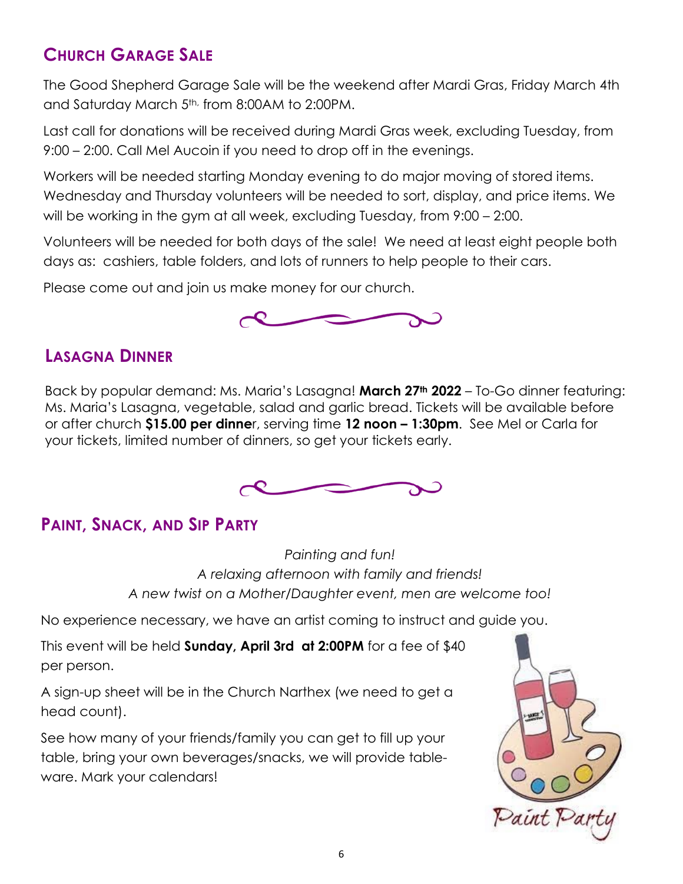## Church Garage Sale

The Good Shepherd Garage Sale will be the weekend after Mardi Gras, Friday March 4th and Saturday March 5th, from 8:00AM to 2:00PM.

Last call for donations will be received during Mardi Gras week, excluding Tuesday, from 9:00 – 2:00. Call Mel Aucoin if you need to drop off in the evenings.

Workers will be needed starting Monday evening to do major moving of stored items. Wednesday and Thursday volunteers will be needed to sort, display, and price items. We will be working in the gym at all week, excluding Tuesday, from 9:00 – 2:00.

Volunteers will be needed for both days of the sale! We need at least eight people both days as: cashiers, table folders, and lots of runners to help people to their cars.

Please come out and join us make money for our church.

## Lasagna Dinner

Back by popular demand: Ms. Maria's Lasagna! **March 27th 2022** – To-Go dinner featuring: Ms. Maria's Lasagna, vegetable, salad and garlic bread. Tickets will be available before or after church **$15.00 per dinne**r, serving time **12 noon – 1:30pm**. See Mel or Carla for your tickets, limited number of dinners, so get your tickets early.

## Paint, Snack, and Sip Party

*Painting and fun!*
*A relaxing afternoon with family and friends!*
*A new twist on a Mother/Daughter event, men are welcome too!*

No experience necessary, we have an artist coming to instruct and guide you.

This event will be held **Sunday, April 3rd at 2:00PM** for a fee of $40 per person.

A sign-up sheet will be in the Church Narthex (we need to get a head count).

See how many of your friends/family you can get to fill up your table, bring your own beverages/snacks, we will provide table-ware. Mark your calendars!

Paint Party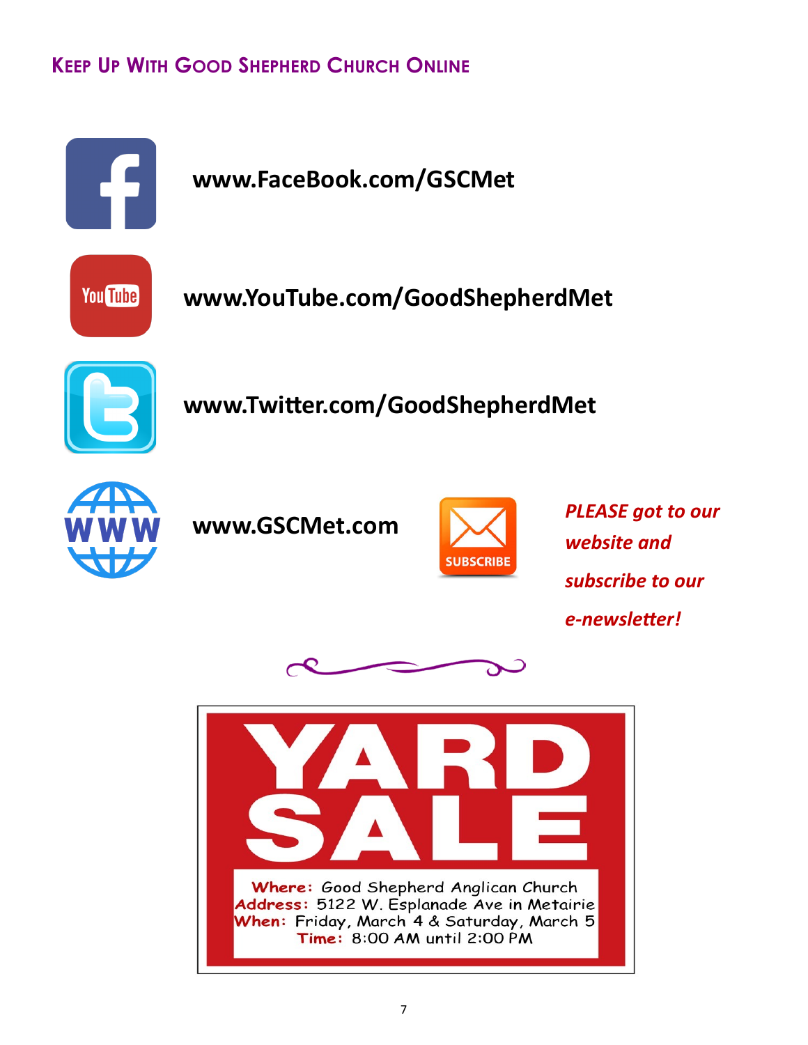## Keep Up With Good Shepherd Church Online

**www.FaceBook.com/GSCMet**

**www.YouTube.com/GoodShepherdMet**

**www.Twitter.com/GoodShepherdMet**

**www.GSCMet.com**

SUBSCRIBE

***PLEASE got to our website and subscribe to our e-newsletter!***

# YARD SALE

**Where:** Good Shepherd Anglican Church
**Address:** 5122 W. Esplanade Ave in Metairie
**When:** Friday, March 4 & Saturday, March 5
**Time:** 8:00 AM until 2:00 PM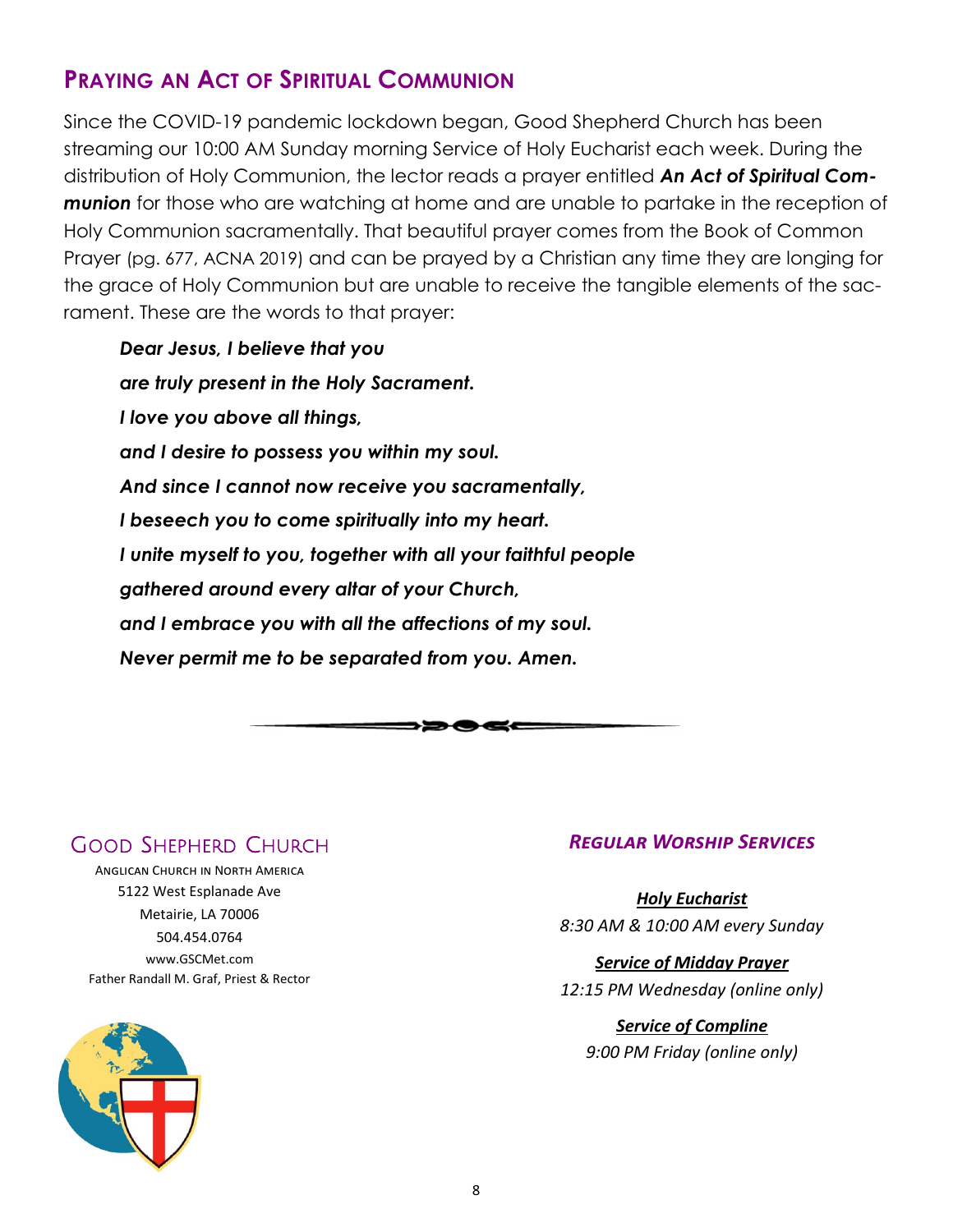## Praying an Act of Spiritual Communion

Since the COVID-19 pandemic lockdown began, Good Shepherd Church has been streaming our 10:00 AM Sunday morning Service of Holy Eucharist each week. During the distribution of Holy Communion, the lector reads a prayer entitled ***An Act of Spiritual Communion*** for those who are watching at home and are unable to partake in the reception of Holy Communion sacramentally. That beautiful prayer comes from the Book of Common Prayer (pg. 677, ACNA 2019) and can be prayed by a Christian any time they are longing for the grace of Holy Communion but are unable to receive the tangible elements of the sacrament. These are the words to that prayer:

> ***Dear Jesus, I believe that you***
> ***are truly present in the Holy Sacrament.***
> ***I love you above all things,***
> ***and I desire to possess you within my soul.***
> ***And since I cannot now receive you sacramentally,***
> ***I beseech you to come spiritually into my heart.***
> ***I unite myself to you, together with all your faithful people***
> ***gathered around every altar of your Church,***
> ***and I embrace you with all the affections of my soul.***
> ***Never permit me to be separated from you. Amen.***

### Good Shepherd Church

Anglican Church in North America
5122 West Esplanade Ave
Metairie, LA 70006
504.454.0764
www.GSCMet.com
Father Randall M. Graf, Priest & Rector

### *Regular Worship Services*

***Holy Eucharist***
*8:30 AM & 10:00 AM every Sunday*

***Service of Midday Prayer***
*12:15 PM Wednesday (online only)*

***Service of Compline***
*9:00 PM Friday (online only)*